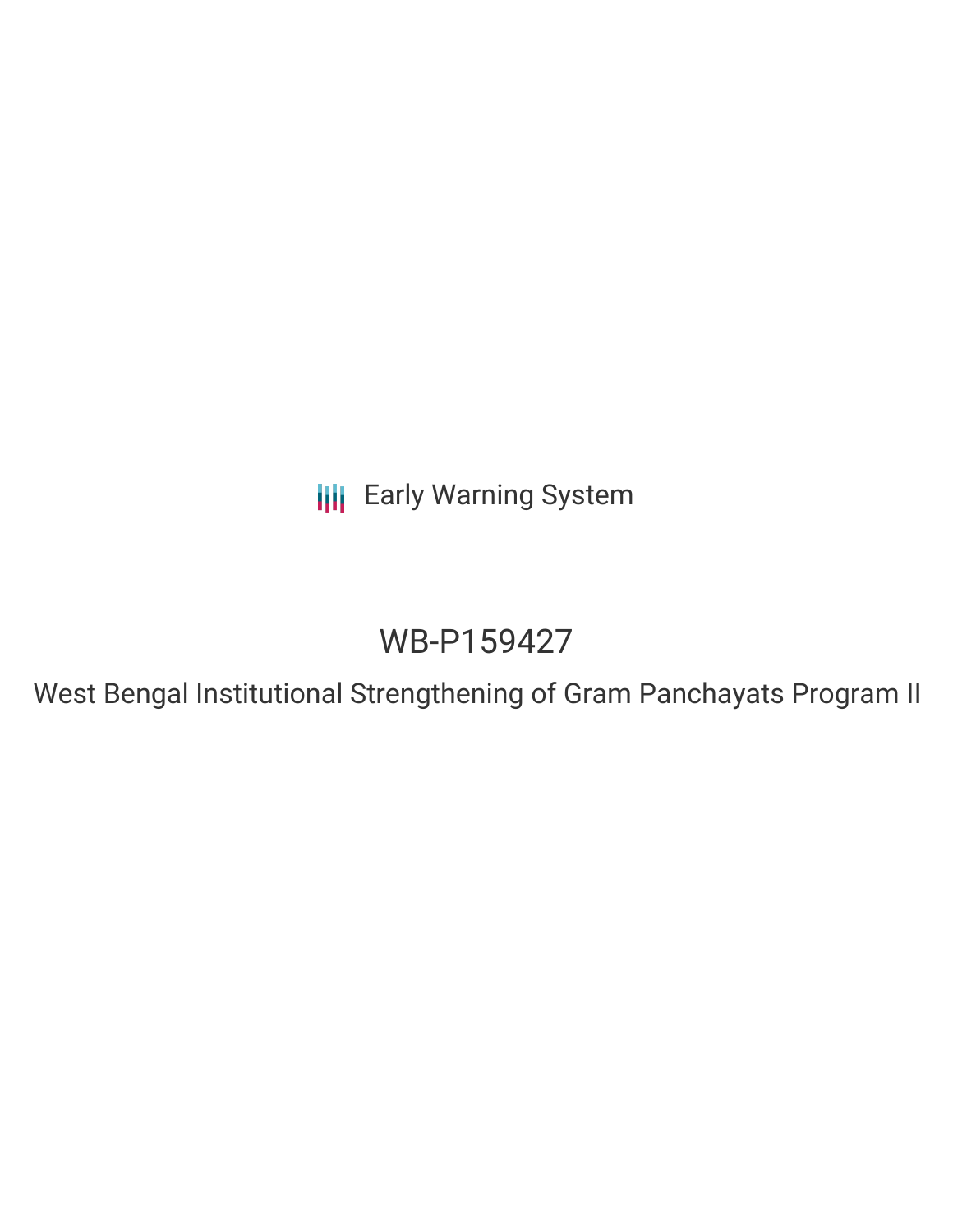Early Warning System

# WB-P159427

## West Bengal Institutional Strengthening of Gram Panchayats Program II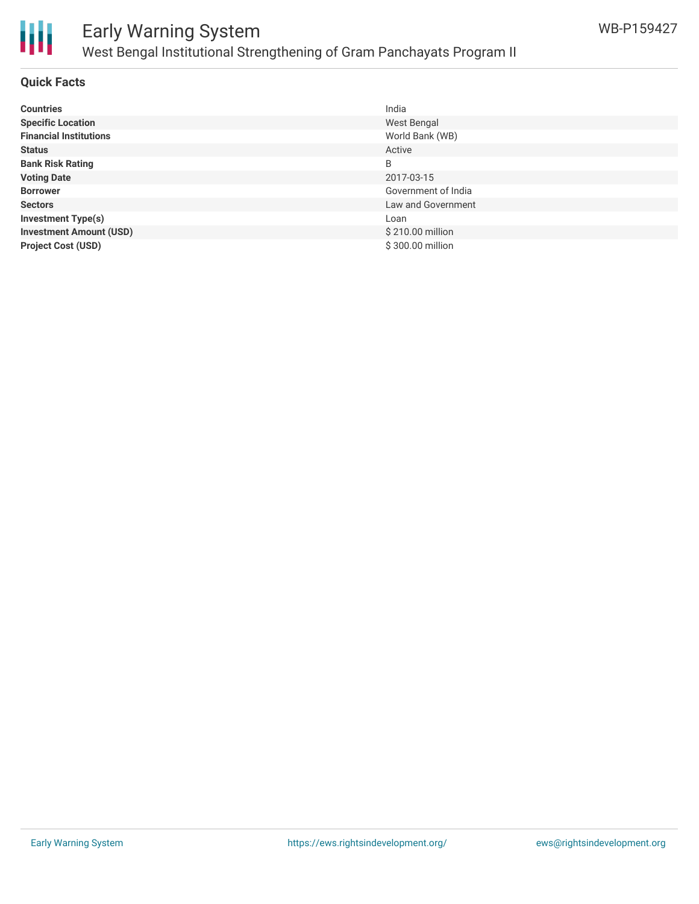# Early Warning System

## West Bengal Institutional Strengthening of Gram Panchayats Program II

WB-P159427

### Quick Facts

| | |
|---|---|
| **Countries** | India |
| **Specific Location** | West Bengal |
| **Financial Institutions** | World Bank (WB) |
| **Status** | Active |
| **Bank Risk Rating** | B |
| **Voting Date** | 2017-03-15 |
| **Borrower** | Government of India |
| **Sectors** | Law and Government |
| **Investment Type(s)** | Loan |
| **Investment Amount (USD)** | $ 210.00 million |
| **Project Cost (USD)** | $ 300.00 million |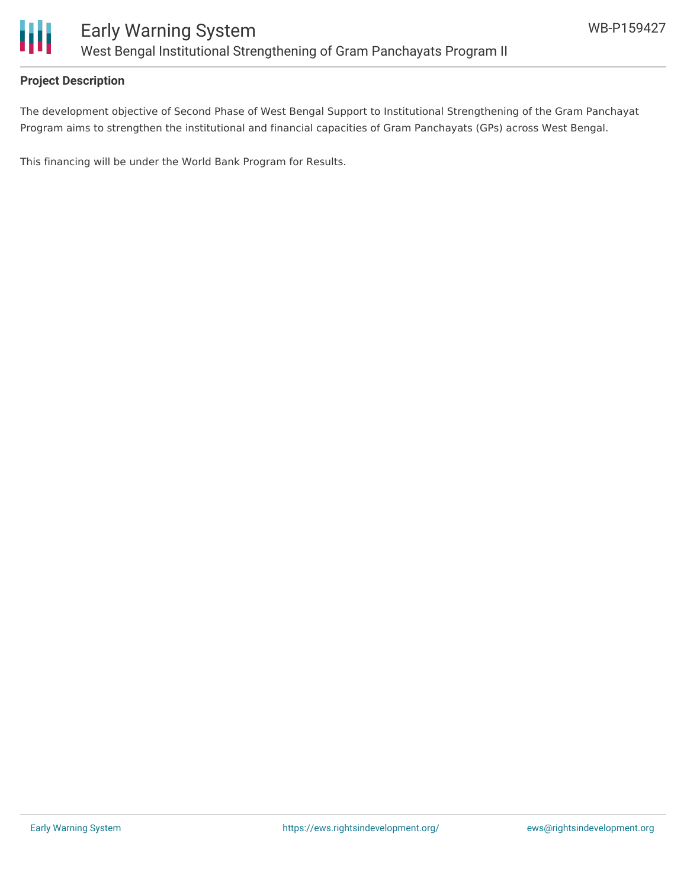## Project Description

The development objective of Second Phase of West Bengal Support to Institutional Strengthening of the Gram Panchayat Program aims to strengthen the institutional and financial capacities of Gram Panchayats (GPs) across West Bengal.

This financing will be under the World Bank Program for Results.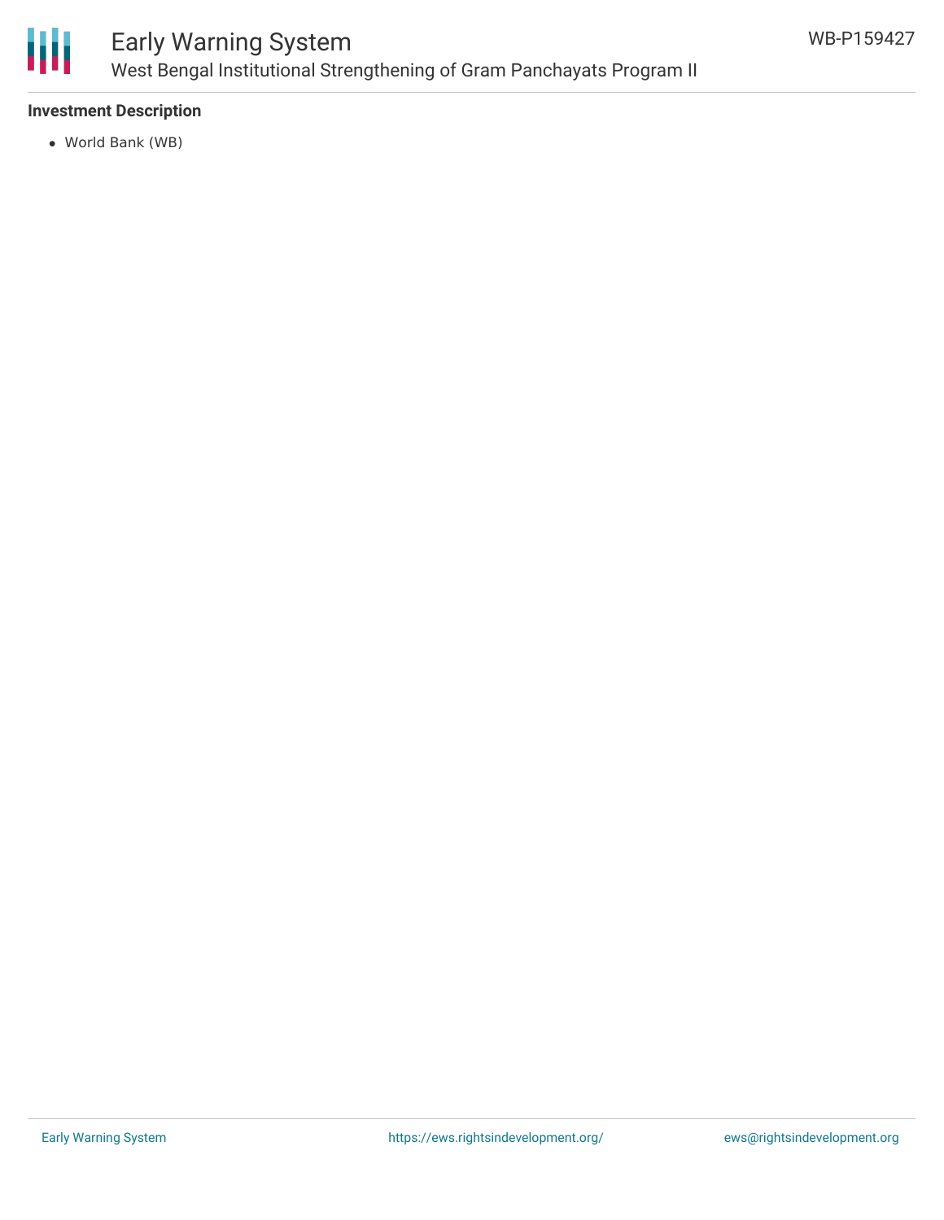**Investment Description**

- World Bank (WB)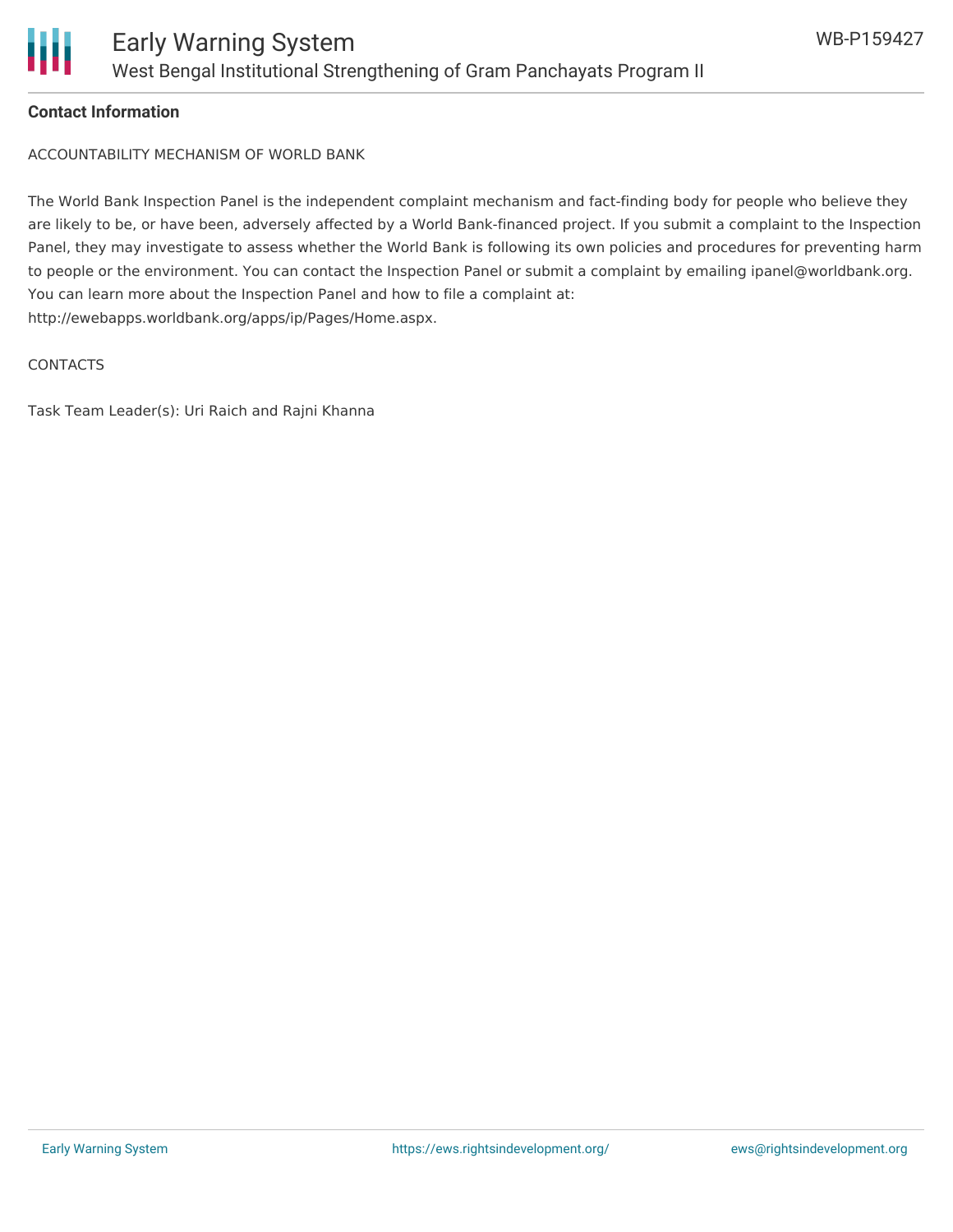## Contact Information

ACCOUNTABILITY MECHANISM OF WORLD BANK

The World Bank Inspection Panel is the independent complaint mechanism and fact-finding body for people who believe they are likely to be, or have been, adversely affected by a World Bank-financed project. If you submit a complaint to the Inspection Panel, they may investigate to assess whether the World Bank is following its own policies and procedures for preventing harm to people or the environment. You can contact the Inspection Panel or submit a complaint by emailing ipanel@worldbank.org. You can learn more about the Inspection Panel and how to file a complaint at: http://ewebapps.worldbank.org/apps/ip/Pages/Home.aspx.

CONTACTS

Task Team Leader(s): Uri Raich and Rajni Khanna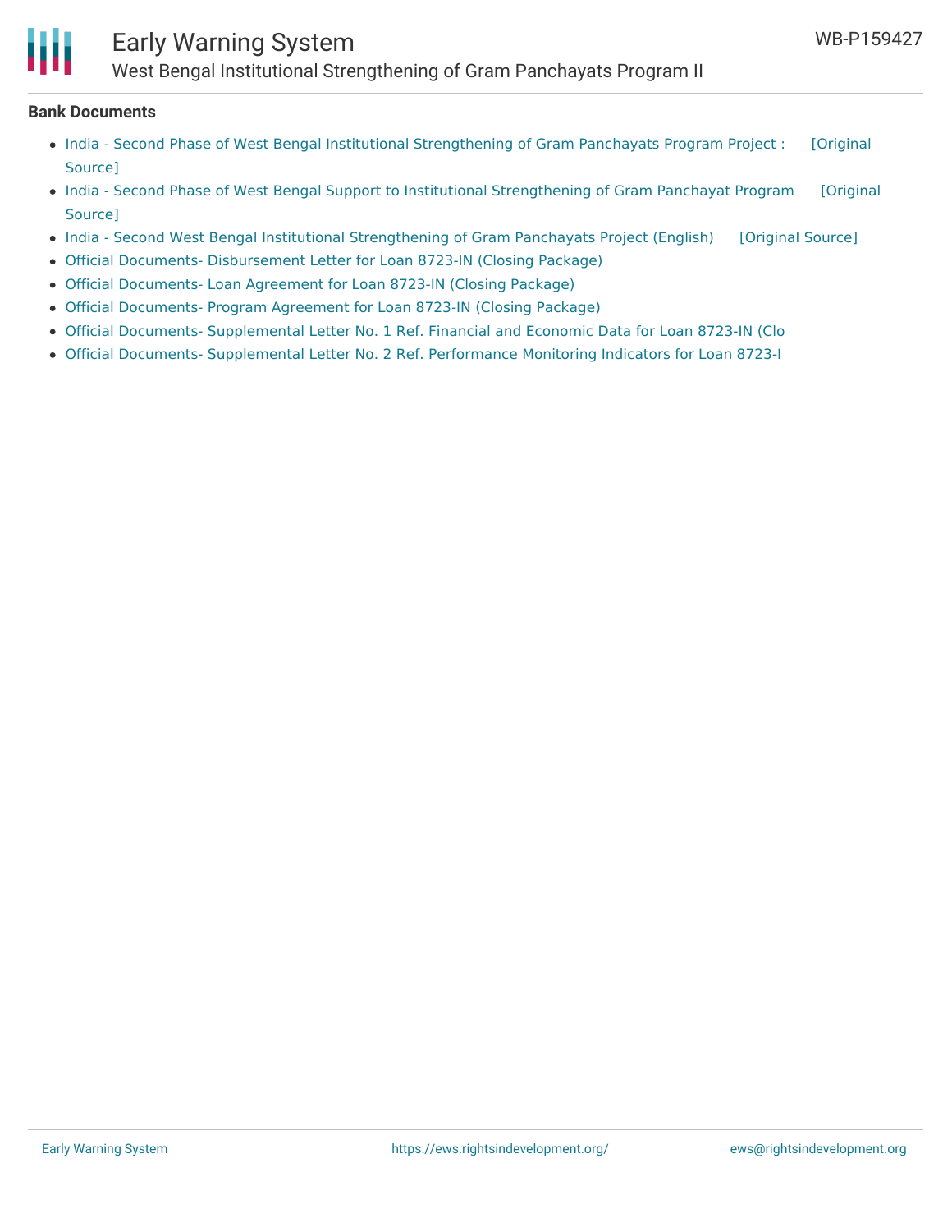## Bank Documents

- India - Second Phase of West Bengal Institutional Strengthening of Gram Panchayats Program Project : [Original Source]
- India - Second Phase of West Bengal Support to Institutional Strengthening of Gram Panchayat Program [Original Source]
- India - Second West Bengal Institutional Strengthening of Gram Panchayats Project (English) [Original Source]
- Official Documents- Disbursement Letter for Loan 8723-IN (Closing Package)
- Official Documents- Loan Agreement for Loan 8723-IN (Closing Package)
- Official Documents- Program Agreement for Loan 8723-IN (Closing Package)
- Official Documents- Supplemental Letter No. 1 Ref. Financial and Economic Data for Loan 8723-IN (Clo
- Official Documents- Supplemental Letter No. 2 Ref. Performance Monitoring Indicators for Loan 8723-I